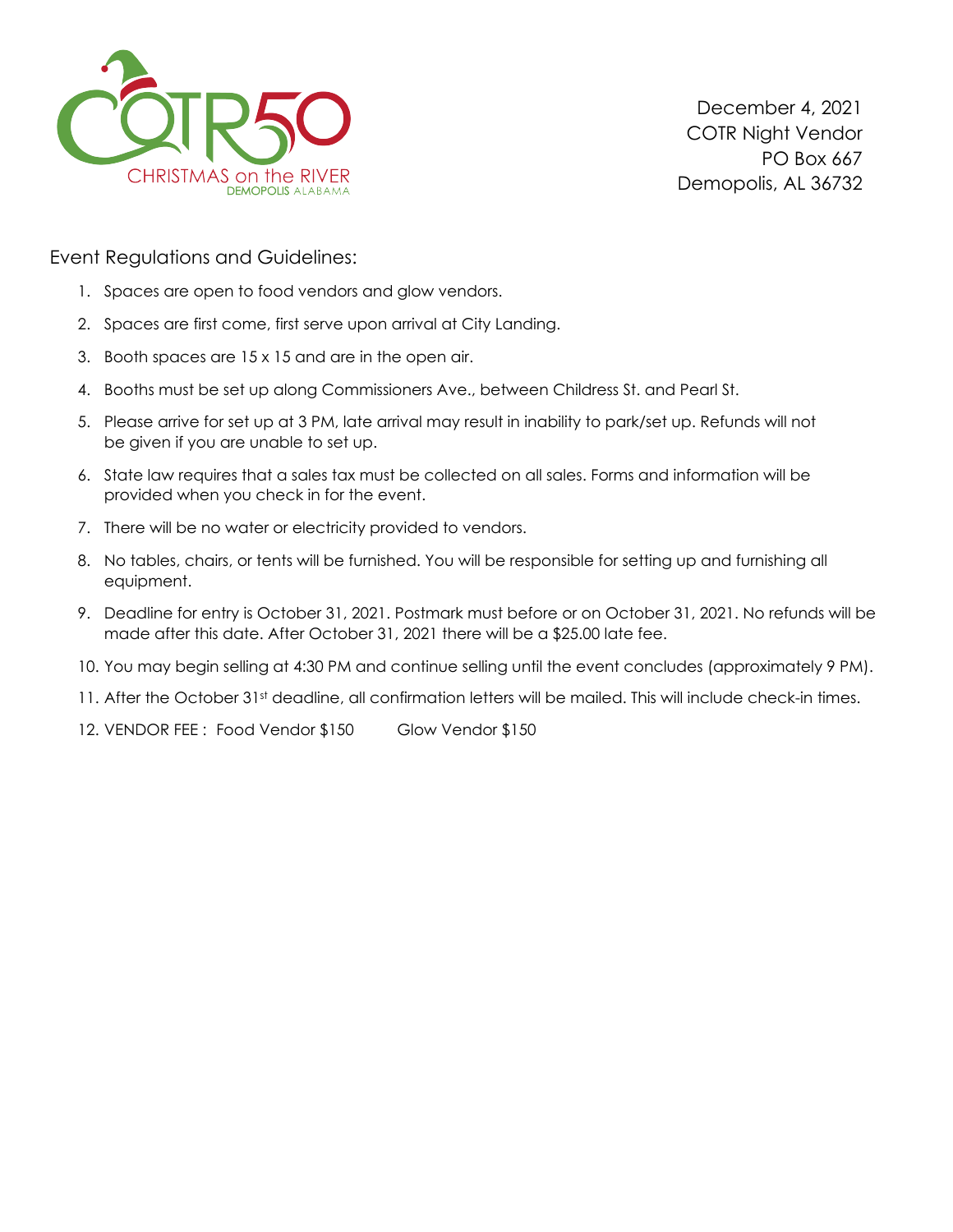COTR50

CHRISTMAS on the RIVER

DEMOPOLIS ALABAMA

December 4, 2021
COTR Night Vendor
PO Box 667
Demopolis, AL 36732

Event Regulations and Guidelines:

1. Spaces are open to food vendors and glow vendors.
2. Spaces are first come, first serve upon arrival at City Landing.
3. Booth spaces are 15 x 15 and are in the open air.
4. Booths must be set up along Commissioners Ave., between Childress St. and Pearl St.
5. Please arrive for set up at 3 PM, late arrival may result in inability to park/set up. Refunds will not be given if you are unable to set up.
6. State law requires that a sales tax must be collected on all sales. Forms and information will be provided when you check in for the event.
7. There will be no water or electricity provided to vendors.
8. No tables, chairs, or tents will be furnished. You will be responsible for setting up and furnishing all equipment.
9. Deadline for entry is October 31, 2021. Postmark must before or on October 31, 2021. No refunds will be made after this date. After October 31, 2021 there will be a $25.00 late fee.
10. You may begin selling at 4:30 PM and continue selling until the event concludes (approximately 9 PM).
11. After the October 31st deadline, all confirmation letters will be mailed. This will include check-in times.
12. VENDOR FEE : Food Vendor $150 Glow Vendor $150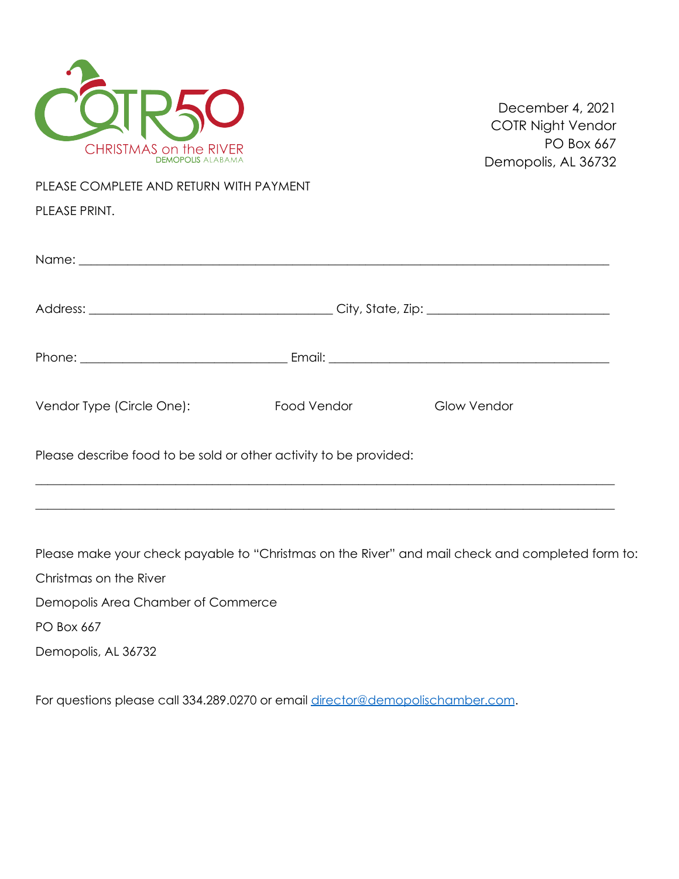COTR50
CHRISTMAS on the RIVER
DEMOPOLIS ALABAMA

December 4, 2021
COTR Night Vendor
PO Box 667
Demopolis, AL 36732

PLEASE COMPLETE AND RETURN WITH PAYMENT

PLEASE PRINT.

Name: ______________________________________________________________________________

Address: ____________________________________ City, State, Zip: ___________________________

Phone: ______________________________ Email: __________________________________________

Vendor Type (Circle One): Food Vendor Glow Vendor

Please describe food to be sold or other activity to be provided:

______________________________________________________________________________________

______________________________________________________________________________________

Please make your check payable to "Christmas on the River" and mail check and completed form to:

Christmas on the River

Demopolis Area Chamber of Commerce

PO Box 667

Demopolis, AL 36732

For questions please call 334.289.0270 or email director@demopolischamber.com.